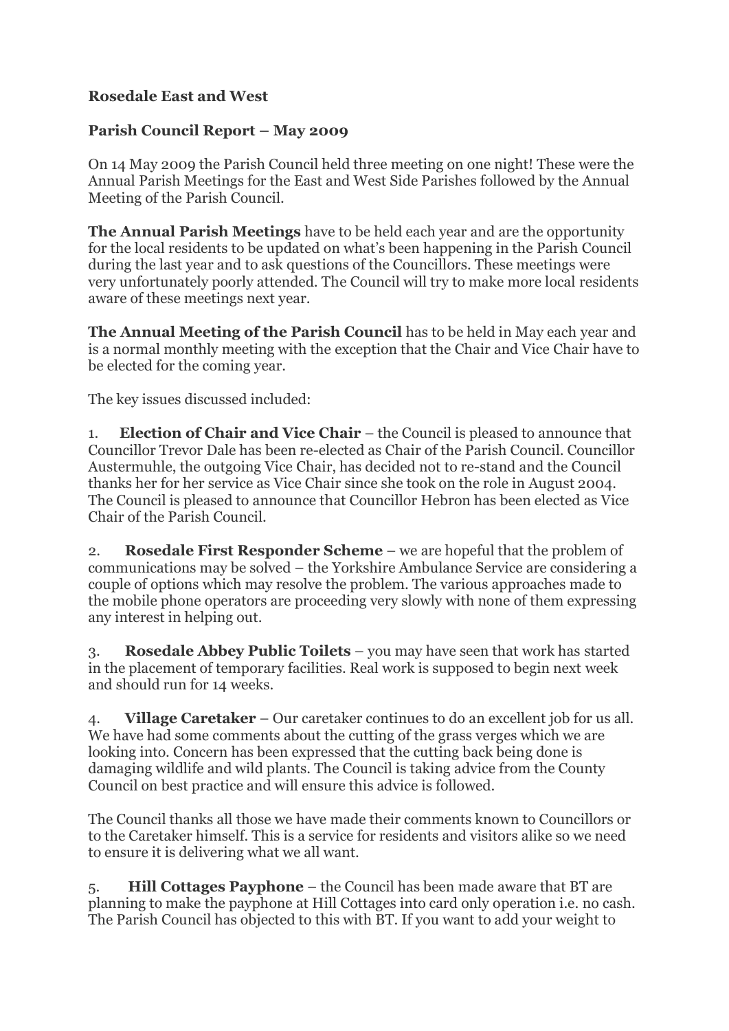**Rosedale East and West**

**Parish Council Report – May 2009**

On 14 May 2009 the Parish Council held three meeting on one night! These were the Annual Parish Meetings for the East and West Side Parishes followed by the Annual Meeting of the Parish Council.

**The Annual Parish Meetings** have to be held each year and are the opportunity for the local residents to be updated on what's been happening in the Parish Council during the last year and to ask questions of the Councillors. These meetings were very unfortunately poorly attended. The Council will try to make more local residents aware of these meetings next year.

**The Annual Meeting of the Parish Council** has to be held in May each year and is a normal monthly meeting with the exception that the Chair and Vice Chair have to be elected for the coming year.

The key issues discussed included:

1. **Election of Chair and Vice Chair** – the Council is pleased to announce that Councillor Trevor Dale has been re-elected as Chair of the Parish Council. Councillor Austermuhle, the outgoing Vice Chair, has decided not to re-stand and the Council thanks her for her service as Vice Chair since she took on the role in August 2004. The Council is pleased to announce that Councillor Hebron has been elected as Vice Chair of the Parish Council.

2. **Rosedale First Responder Scheme** – we are hopeful that the problem of communications may be solved – the Yorkshire Ambulance Service are considering a couple of options which may resolve the problem. The various approaches made to the mobile phone operators are proceeding very slowly with none of them expressing any interest in helping out.

3. **Rosedale Abbey Public Toilets** – you may have seen that work has started in the placement of temporary facilities. Real work is supposed to begin next week and should run for 14 weeks.

4. **Village Caretaker** – Our caretaker continues to do an excellent job for us all. We have had some comments about the cutting of the grass verges which we are looking into. Concern has been expressed that the cutting back being done is damaging wildlife and wild plants. The Council is taking advice from the County Council on best practice and will ensure this advice is followed.

   The Council thanks all those we have made their comments known to Councillors or to the Caretaker himself. This is a service for residents and visitors alike so we need to ensure it is delivering what we all want.

5. **Hill Cottages Payphone** – the Council has been made aware that BT are planning to make the payphone at Hill Cottages into card only operation i.e. no cash. The Parish Council has objected to this with BT. If you want to add your weight to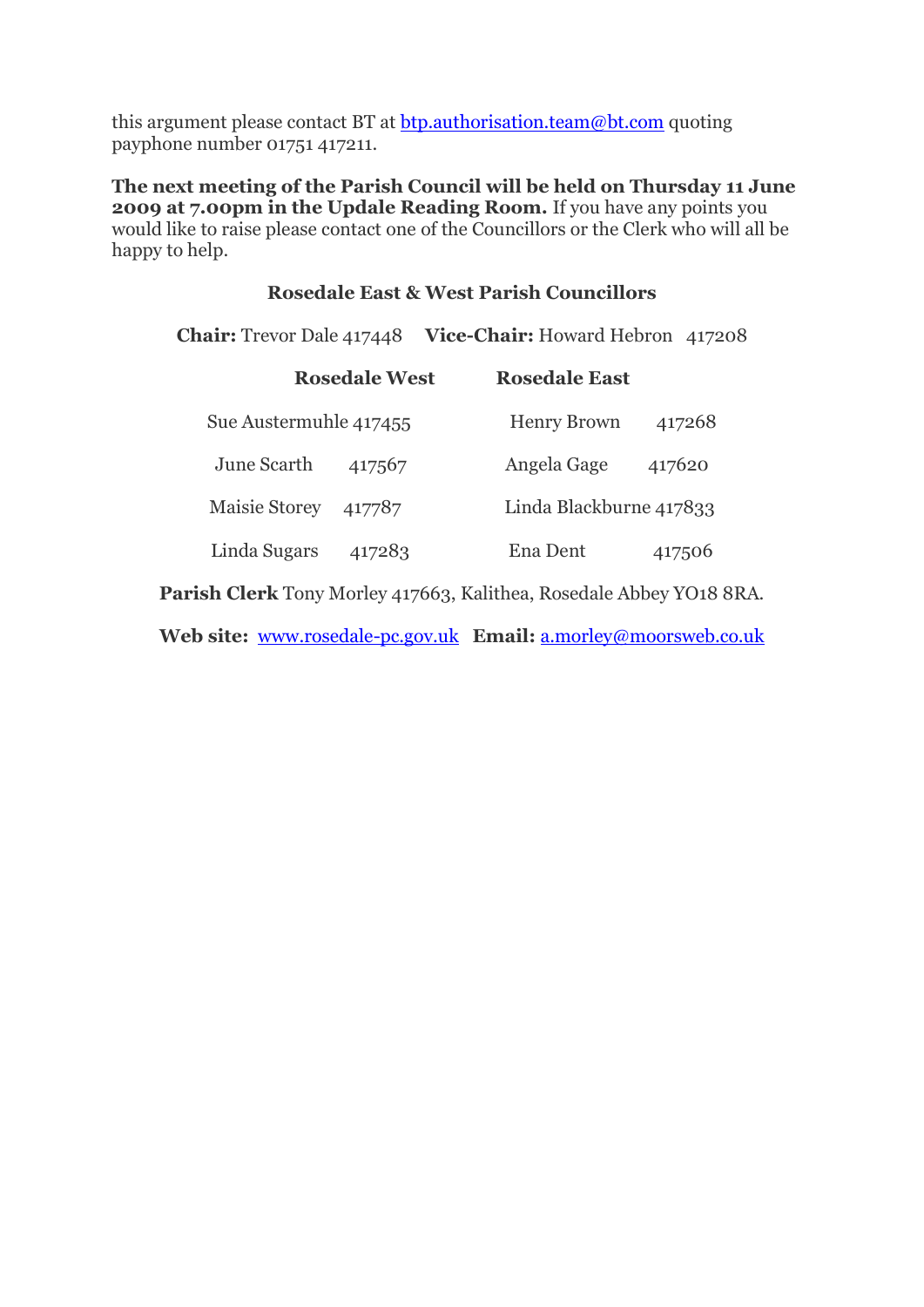this argument please contact BT at btp.authorisation.team@bt.com quoting payphone number 01751 417211.

**The next meeting of the Parish Council will be held on Thursday 11 June 2009 at 7.00pm in the Updale Reading Room.** If you have any points you would like to raise please contact one of the Councillors or the Clerk who will all be happy to help.

### Rosedale East & West Parish Councillors

**Chair:** Trevor Dale 417448 **Vice-Chair:** Howard Hebron 417208

| Rosedale West | | Rosedale East | |
|---|---|---|---|
| Sue Austermuhle | 417455 | Henry Brown | 417268 |
| June Scarth | 417567 | Angela Gage | 417620 |
| Maisie Storey | 417787 | Linda Blackburne | 417833 |
| Linda Sugars | 417283 | Ena Dent | 417506 |

**Parish Clerk** Tony Morley 417663, Kalithea, Rosedale Abbey YO18 8RA.

**Web site:** www.rosedale-pc.gov.uk **Email:** a.morley@moorsweb.co.uk